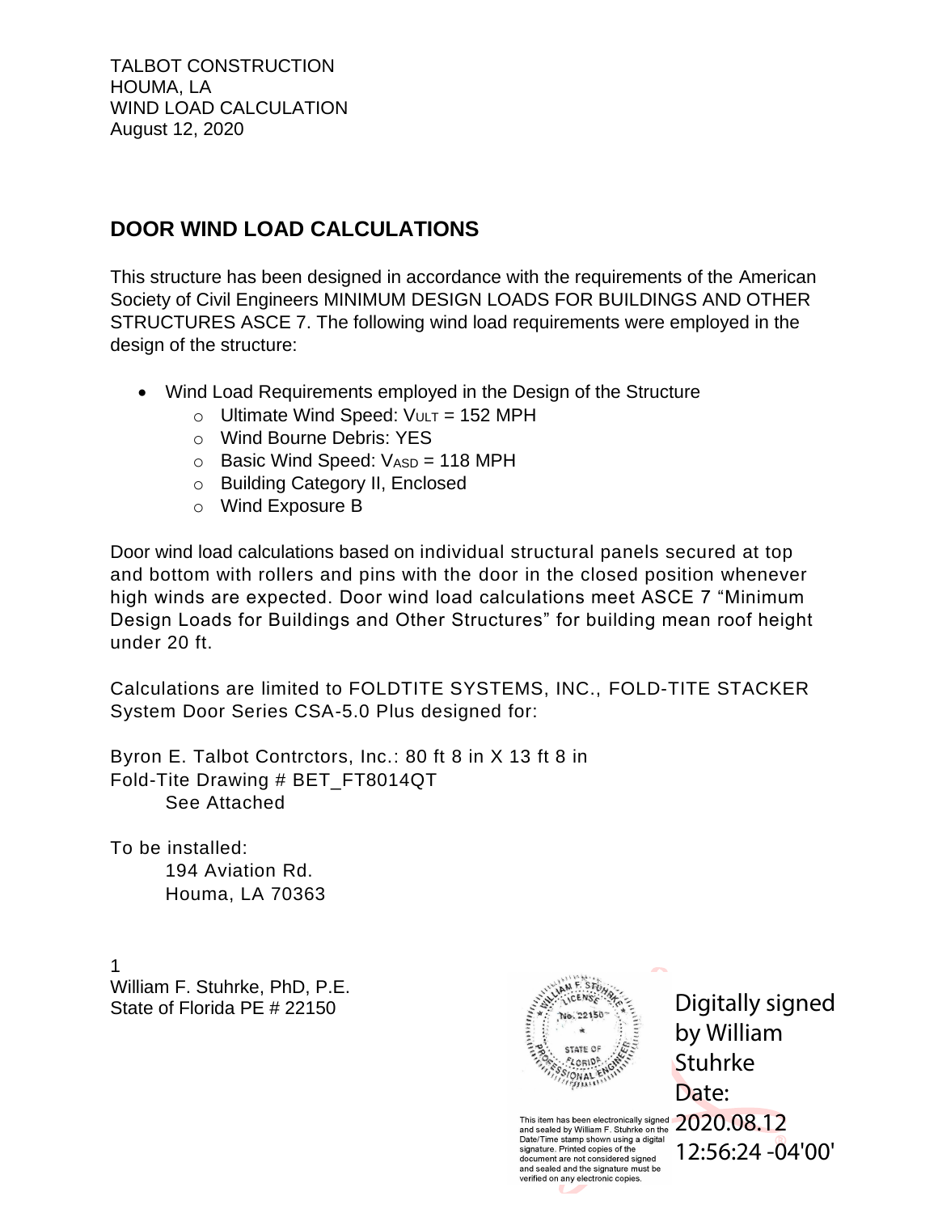TALBOT CONSTRUCTION
HOUMA, LA
WIND LOAD CALCULATION
August 12, 2020

## DOOR WIND LOAD CALCULATIONS

This structure has been designed in accordance with the requirements of the American Society of Civil Engineers MINIMUM DESIGN LOADS FOR BUILDINGS AND OTHER STRUCTURES ASCE 7. The following wind load requirements were employed in the design of the structure:

- Wind Load Requirements employed in the Design of the Structure
  - Ultimate Wind Speed: $V_{ULT}$ = 152 MPH
  - Wind Bourne Debris: YES
  - Basic Wind Speed: $V_{ASD}$ = 118 MPH
  - Building Category II, Enclosed
  - Wind Exposure B

Door wind load calculations based on individual structural panels secured at top and bottom with rollers and pins with the door in the closed position whenever high winds are expected. Door wind load calculations meet ASCE 7 "Minimum Design Loads for Buildings and Other Structures" for building mean roof height under 20 ft.

Calculations are limited to FOLDTITE SYSTEMS, INC., FOLD-TITE STACKER System Door Series CSA-5.0 Plus designed for:

Byron E. Talbot Contrctors, Inc.: 80 ft 8 in X 13 ft 8 in
Fold-Tite Drawing # BET_FT8014QT
See Attached

To be installed:
194 Aviation Rd.
Houma, LA 70363

William F. Stuhrke, PhD, P.E.
State of Florida PE # 22150

WILLIAM F. STUHRKE LICENSE No. 22150 STATE OF FLORIDA PROFESSIONAL ENGINEER

This item has been electronically signed and sealed by William F. Stuhrke on the Date/Time stamp shown using a digital signature. Printed copies of the document are not considered signed and sealed and the signature must be verified on any electronic copies.

Digitally signed by William Stuhrke
Date: 2020.08.12 12:56:24 -04'00'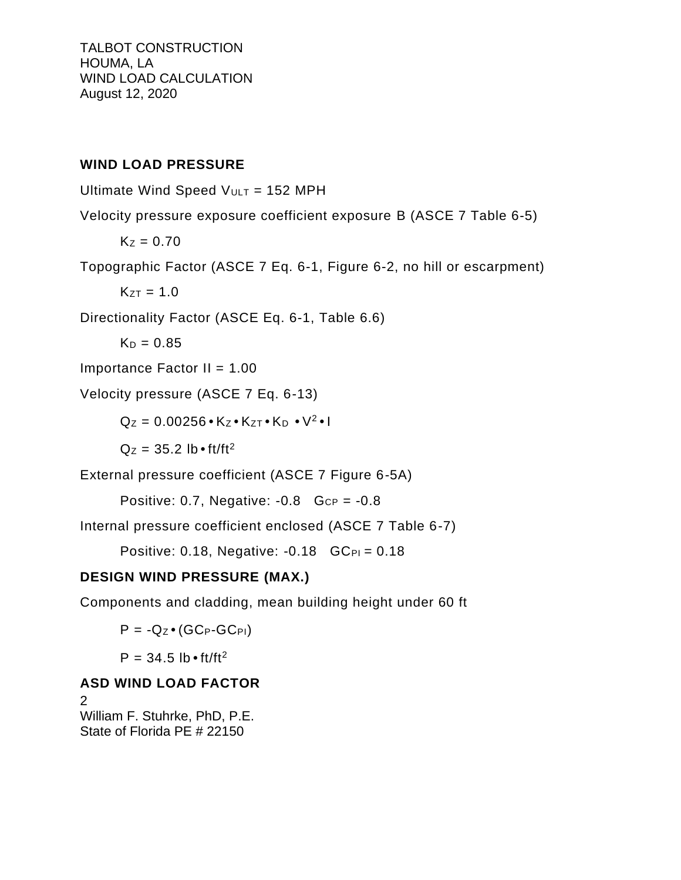TALBOT CONSTRUCTION
HOUMA, LA
WIND LOAD CALCULATION
August 12, 2020

**WIND LOAD PRESSURE**

Ultimate Wind Speed $V_{ULT}$ = 152 MPH

Velocity pressure exposure coefficient exposure B (ASCE 7 Table 6-5)

$K_Z = 0.70$

Topographic Factor (ASCE 7 Eq. 6-1, Figure 6-2, no hill or escarpment)

$K_{ZT} = 1.0$

Directionality Factor (ASCE Eq. 6-1, Table 6.6)

$K_D = 0.85$

Importance Factor II = 1.00

Velocity pressure (ASCE 7 Eq. 6-13)

$Q_Z = 0.00256 \bullet K_Z \bullet K_{ZT} \bullet K_D \bullet V^2 \bullet I$

$Q_Z = 35.2$ lb • ft/ft$^2$

External pressure coefficient (ASCE 7 Figure 6-5A)

Positive: 0.7, Negative: -0.8 $G_{CP} = -0.8$

Internal pressure coefficient enclosed (ASCE 7 Table 6-7)

Positive: 0.18, Negative: -0.18 $GC_{PI} = 0.18$

**DESIGN WIND PRESSURE (MAX.)**

Components and cladding, mean building height under 60 ft

$P = -Q_Z \bullet (GC_P - GC_{PI})$

$P = 34.5$ lb • ft/ft$^2$

**ASD WIND LOAD FACTOR**

William F. Stuhrke, PhD, P.E.
State of Florida PE # 22150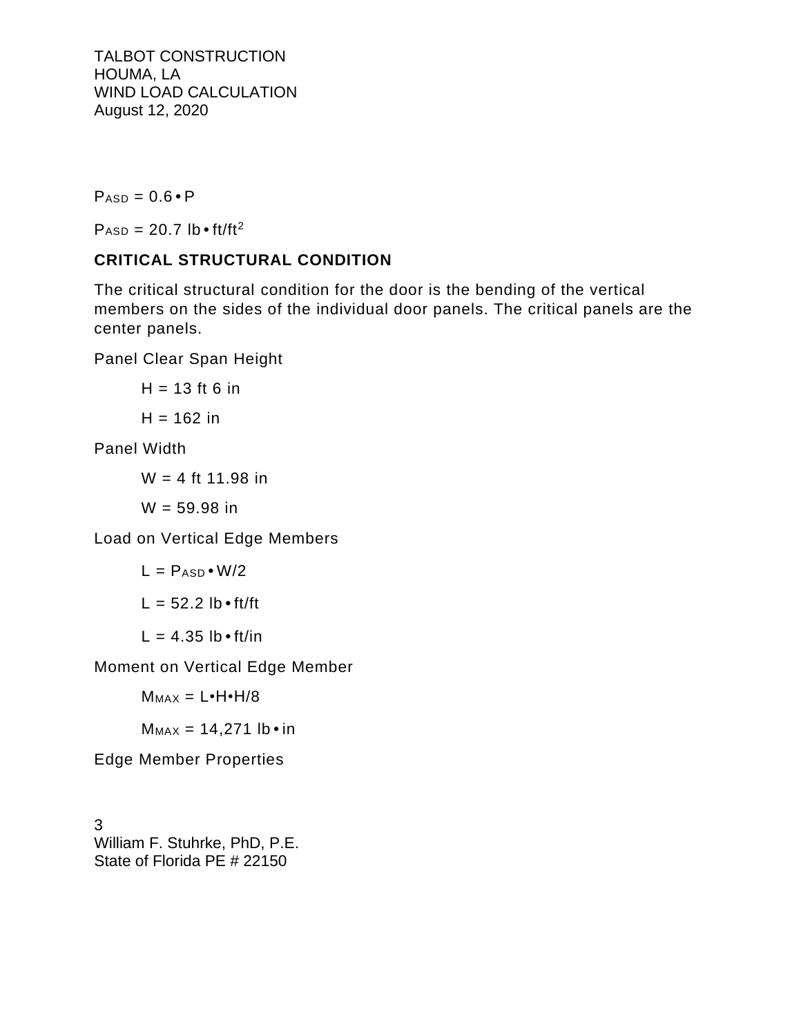$P_{ASD} = 0.6 \cdot P$

$P_{ASD} = 20.7 \text{ lb} \cdot \text{ft/ft}^2$

**CRITICAL STRUCTURAL CONDITION**

The critical structural condition for the door is the bending of the vertical members on the sides of the individual door panels. The critical panels are the center panels.

Panel Clear Span Height

$H = 13 \text{ ft } 6 \text{ in}$

$H = 162 \text{ in}$

Panel Width

$W = 4 \text{ ft } 11.98 \text{ in}$

$W = 59.98 \text{ in}$

Load on Vertical Edge Members

$L = P_{ASD} \cdot W/2$

$L = 52.2 \text{ lb} \cdot \text{ft/ft}$

$L = 4.35 \text{ lb} \cdot \text{ft/in}$

Moment on Vertical Edge Member

$M_{MAX} = L \cdot H \cdot H/8$

$M_{MAX} = 14{,}271 \text{ lb} \cdot \text{in}$

Edge Member Properties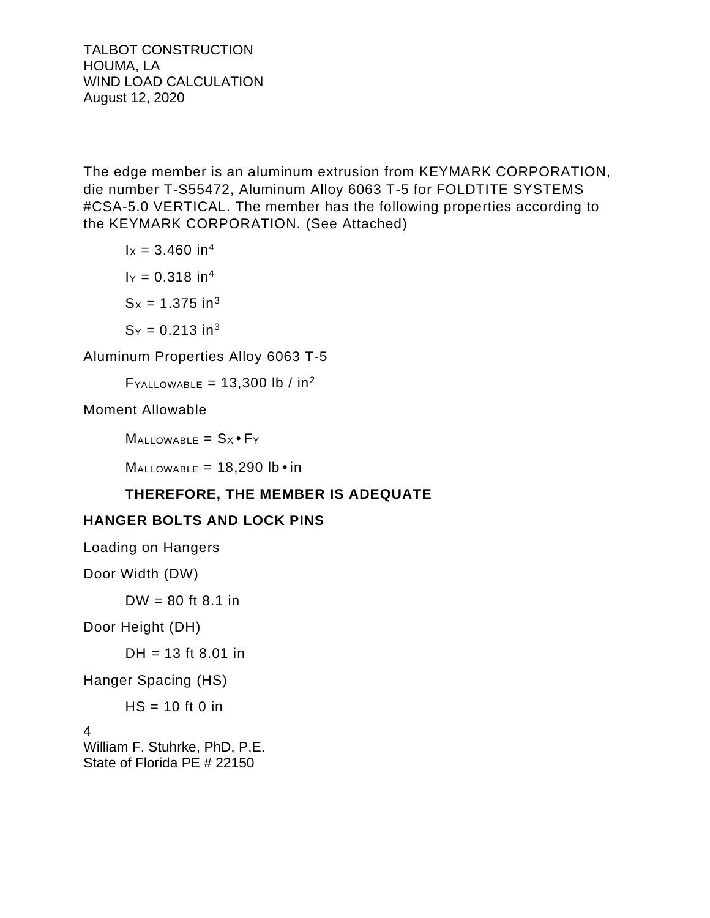The edge member is an aluminum extrusion from KEYMARK CORPORATION, die number T-S55472, Aluminum Alloy 6063 T-5 for FOLDTITE SYSTEMS #CSA-5.0 VERTICAL. The member has the following properties according to the KEYMARK CORPORATION. (See Attached)

$I_X = 3.460 \text{ in}^4$

$I_Y = 0.318 \text{ in}^4$

$S_X = 1.375 \text{ in}^3$

$S_Y = 0.213 \text{ in}^3$

Aluminum Properties Alloy 6063 T-5

$F_{YALLOWABLE} = 13{,}300 \text{ lb / in}^2$

Moment Allowable

$M_{ALLOWABLE} = S_X \bullet F_Y$

$M_{ALLOWABLE} = 18{,}290 \text{ lb} \bullet \text{in}$

**THEREFORE, THE MEMBER IS ADEQUATE**

**HANGER BOLTS AND LOCK PINS**

Loading on Hangers

Door Width (DW)

DW = 80 ft 8.1 in

Door Height (DH)

DH = 13 ft 8.01 in

Hanger Spacing (HS)

HS = 10 ft 0 in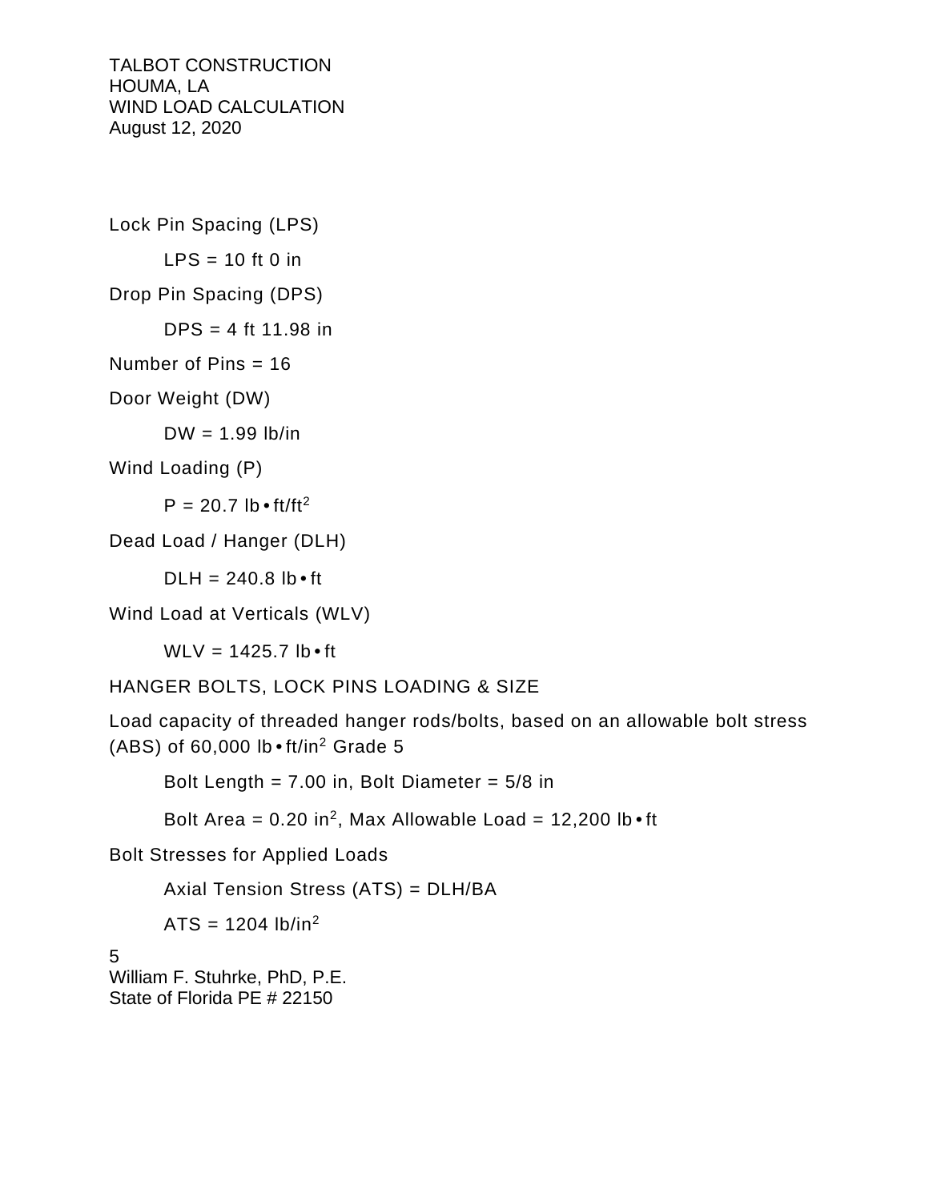Lock Pin Spacing (LPS)

LPS = 10 ft 0 in

Drop Pin Spacing (DPS)

DPS = 4 ft 11.98 in

Number of Pins = 16

Door Weight (DW)

DW = 1.99 lb/in

Wind Loading (P)

P = 20.7 lb • ft/ft$^2$

Dead Load / Hanger (DLH)

DLH = 240.8 lb • ft

Wind Load at Verticals (WLV)

WLV = 1425.7 lb • ft

HANGER BOLTS, LOCK PINS LOADING & SIZE

Load capacity of threaded hanger rods/bolts, based on an allowable bolt stress (ABS) of 60,000 lb • ft/in$^2$ Grade 5

Bolt Length = 7.00 in, Bolt Diameter = 5/8 in

Bolt Area = 0.20 in$^2$, Max Allowable Load = 12,200 lb • ft

Bolt Stresses for Applied Loads

Axial Tension Stress (ATS) = DLH/BA

ATS = 1204 lb/in$^2$

William F. Stuhrke, PhD, P.E.
State of Florida PE # 22150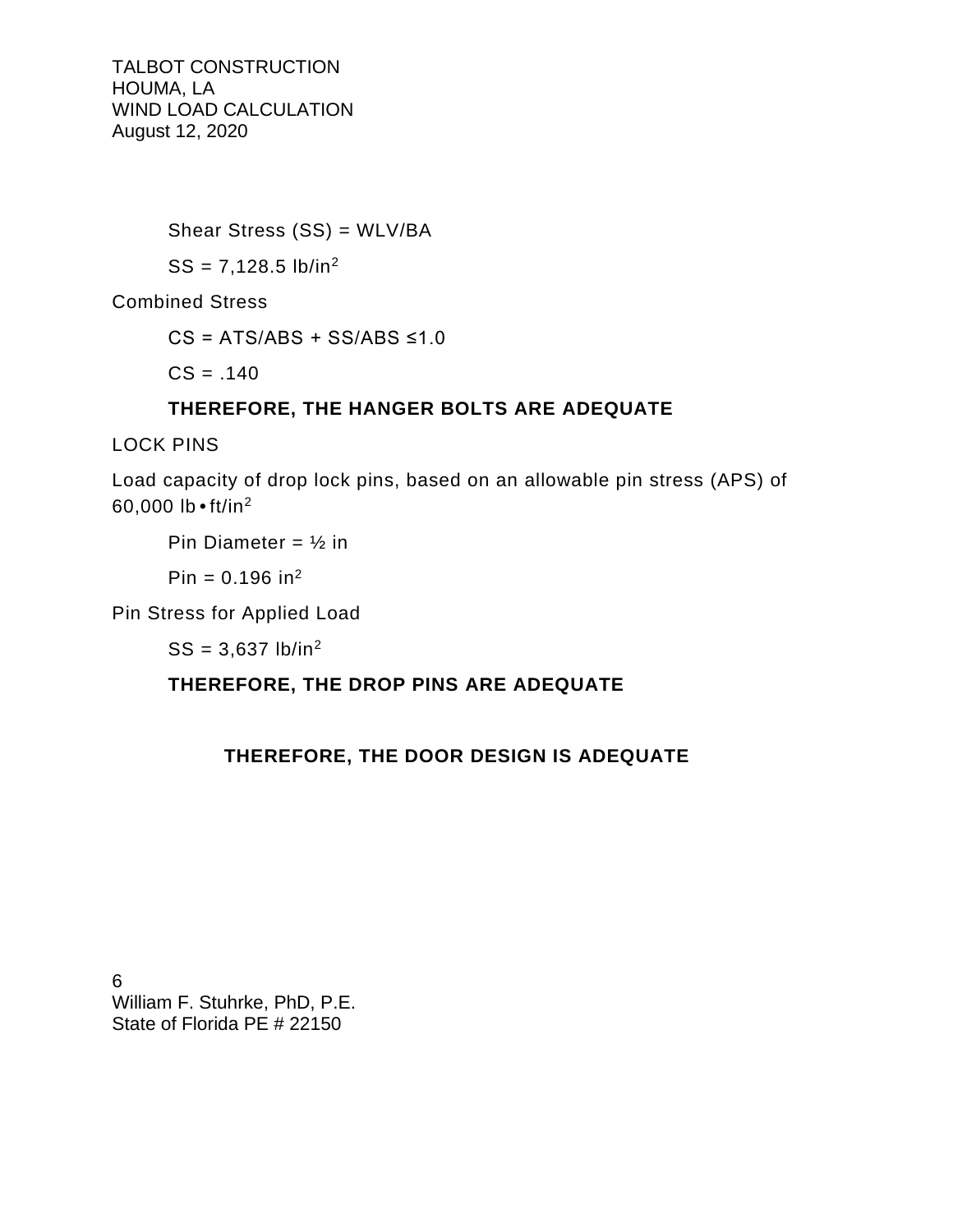Shear Stress (SS) = WLV/BA

$SS = 7{,}128.5\ lb/in^2$

Combined Stress

$CS = ATS/ABS + SS/ABS \leq 1.0$

$CS = .140$

**THEREFORE, THE HANGER BOLTS ARE ADEQUATE**

LOCK PINS

Load capacity of drop lock pins, based on an allowable pin stress (APS) of 60,000 $lb \bullet ft/in^2$

Pin Diameter = ½ in

$Pin = 0.196\ in^2$

Pin Stress for Applied Load

$SS = 3{,}637\ lb/in^2$

**THEREFORE, THE DROP PINS ARE ADEQUATE**

**THEREFORE, THE DOOR DESIGN IS ADEQUATE**

William F. Stuhrke, PhD, P.E.
State of Florida PE # 22150